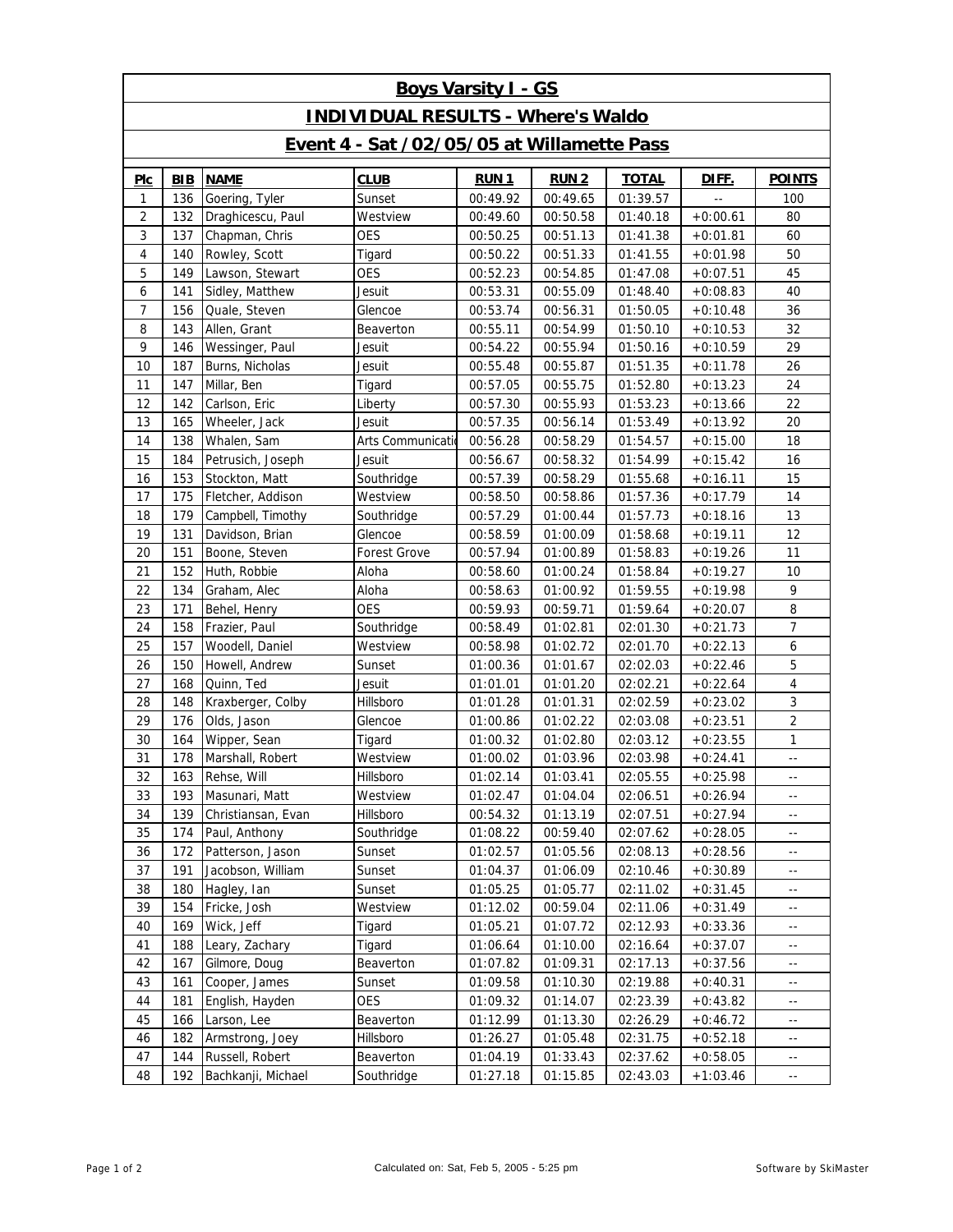# Boys Varsity I - GS

## INDIVIDUAL RESULTS - Where's Waldo

### Event 4 - Sat /02/05/05 at Willamette Pass

| Plc | BIB | NAME | CLUB | RUN 1 | RUN 2 | TOTAL | DIFF. | POINTS |
|---|---|---|---|---|---|---|---|---|
| 1 | 136 | Goering, Tyler | Sunset | 00:49.92 | 00:49.65 | 01:39.57 | -- | 100 |
| 2 | 132 | Draghicescu, Paul | Westview | 00:49.60 | 00:50.58 | 01:40.18 | +0:00.61 | 80 |
| 3 | 137 | Chapman, Chris | OES | 00:50.25 | 00:51.13 | 01:41.38 | +0:01.81 | 60 |
| 4 | 140 | Rowley, Scott | Tigard | 00:50.22 | 00:51.33 | 01:41.55 | +0:01.98 | 50 |
| 5 | 149 | Lawson, Stewart | OES | 00:52.23 | 00:54.85 | 01:47.08 | +0:07.51 | 45 |
| 6 | 141 | Sidley, Matthew | Jesuit | 00:53.31 | 00:55.09 | 01:48.40 | +0:08.83 | 40 |
| 7 | 156 | Quale, Steven | Glencoe | 00:53.74 | 00:56.31 | 01:50.05 | +0:10.48 | 36 |
| 8 | 143 | Allen, Grant | Beaverton | 00:55.11 | 00:54.99 | 01:50.10 | +0:10.53 | 32 |
| 9 | 146 | Wessinger, Paul | Jesuit | 00:54.22 | 00:55.94 | 01:50.16 | +0:10.59 | 29 |
| 10 | 187 | Burns, Nicholas | Jesuit | 00:55.48 | 00:55.87 | 01:51.35 | +0:11.78 | 26 |
| 11 | 147 | Millar, Ben | Tigard | 00:57.05 | 00:55.75 | 01:52.80 | +0:13.23 | 24 |
| 12 | 142 | Carlson, Eric | Liberty | 00:57.30 | 00:55.93 | 01:53.23 | +0:13.66 | 22 |
| 13 | 165 | Wheeler, Jack | Jesuit | 00:57.35 | 00:56.14 | 01:53.49 | +0:13.92 | 20 |
| 14 | 138 | Whalen, Sam | Arts Communicatio | 00:56.28 | 00:58.29 | 01:54.57 | +0:15.00 | 18 |
| 15 | 184 | Petrusich, Joseph | Jesuit | 00:56.67 | 00:58.32 | 01:54.99 | +0:15.42 | 16 |
| 16 | 153 | Stockton, Matt | Southridge | 00:57.39 | 00:58.29 | 01:55.68 | +0:16.11 | 15 |
| 17 | 175 | Fletcher, Addison | Westview | 00:58.50 | 00:58.86 | 01:57.36 | +0:17.79 | 14 |
| 18 | 179 | Campbell, Timothy | Southridge | 00:57.29 | 01:00.44 | 01:57.73 | +0:18.16 | 13 |
| 19 | 131 | Davidson, Brian | Glencoe | 00:58.59 | 01:00.09 | 01:58.68 | +0:19.11 | 12 |
| 20 | 151 | Boone, Steven | Forest Grove | 00:57.94 | 01:00.89 | 01:58.83 | +0:19.26 | 11 |
| 21 | 152 | Huth, Robbie | Aloha | 00:58.60 | 01:00.24 | 01:58.84 | +0:19.27 | 10 |
| 22 | 134 | Graham, Alec | Aloha | 00:58.63 | 01:00.92 | 01:59.55 | +0:19.98 | 9 |
| 23 | 171 | Behel, Henry | OES | 00:59.93 | 00:59.71 | 01:59.64 | +0:20.07 | 8 |
| 24 | 158 | Frazier, Paul | Southridge | 00:58.49 | 01:02.81 | 02:01.30 | +0:21.73 | 7 |
| 25 | 157 | Woodell, Daniel | Westview | 00:58.98 | 01:02.72 | 02:01.70 | +0:22.13 | 6 |
| 26 | 150 | Howell, Andrew | Sunset | 01:00.36 | 01:01.67 | 02:02.03 | +0:22.46 | 5 |
| 27 | 168 | Quinn, Ted | Jesuit | 01:01.01 | 01:01.20 | 02:02.21 | +0:22.64 | 4 |
| 28 | 148 | Kraxberger, Colby | Hillsboro | 01:01.28 | 01:01.31 | 02:02.59 | +0:23.02 | 3 |
| 29 | 176 | Olds, Jason | Glencoe | 01:00.86 | 01:02.22 | 02:03.08 | +0:23.51 | 2 |
| 30 | 164 | Wipper, Sean | Tigard | 01:00.32 | 01:02.80 | 02:03.12 | +0:23.55 | 1 |
| 31 | 178 | Marshall, Robert | Westview | 01:00.02 | 01:03.96 | 02:03.98 | +0:24.41 | -- |
| 32 | 163 | Rehse, Will | Hillsboro | 01:02.14 | 01:03.41 | 02:05.55 | +0:25.98 | -- |
| 33 | 193 | Masunari, Matt | Westview | 01:02.47 | 01:04.04 | 02:06.51 | +0:26.94 | -- |
| 34 | 139 | Christiansan, Evan | Hillsboro | 00:54.32 | 01:13.19 | 02:07.51 | +0:27.94 | -- |
| 35 | 174 | Paul, Anthony | Southridge | 01:08.22 | 00:59.40 | 02:07.62 | +0:28.05 | -- |
| 36 | 172 | Patterson, Jason | Sunset | 01:02.57 | 01:05.56 | 02:08.13 | +0:28.56 | -- |
| 37 | 191 | Jacobson, William | Sunset | 01:04.37 | 01:06.09 | 02:10.46 | +0:30.89 | -- |
| 38 | 180 | Hagley, Ian | Sunset | 01:05.25 | 01:05.77 | 02:11.02 | +0:31.45 | -- |
| 39 | 154 | Fricke, Josh | Westview | 01:12.02 | 00:59.04 | 02:11.06 | +0:31.49 | -- |
| 40 | 169 | Wick, Jeff | Tigard | 01:05.21 | 01:07.72 | 02:12.93 | +0:33.36 | -- |
| 41 | 188 | Leary, Zachary | Tigard | 01:06.64 | 01:10.00 | 02:16.64 | +0:37.07 | -- |
| 42 | 167 | Gilmore, Doug | Beaverton | 01:07.82 | 01:09.31 | 02:17.13 | +0:37.56 | -- |
| 43 | 161 | Cooper, James | Sunset | 01:09.58 | 01:10.30 | 02:19.88 | +0:40.31 | -- |
| 44 | 181 | English, Hayden | OES | 01:09.32 | 01:14.07 | 02:23.39 | +0:43.82 | -- |
| 45 | 166 | Larson, Lee | Beaverton | 01:12.99 | 01:13.30 | 02:26.29 | +0:46.72 | -- |
| 46 | 182 | Armstrong, Joey | Hillsboro | 01:26.27 | 01:05.48 | 02:31.75 | +0:52.18 | -- |
| 47 | 144 | Russell, Robert | Beaverton | 01:04.19 | 01:33.43 | 02:37.62 | +0:58.05 | -- |
| 48 | 192 | Bachkanji, Michael | Southridge | 01:27.18 | 01:15.85 | 02:43.03 | +1:03.46 | -- |

Calculated on: Sat, Feb 5, 2005 - 5:25 pm

Software by SkiMaster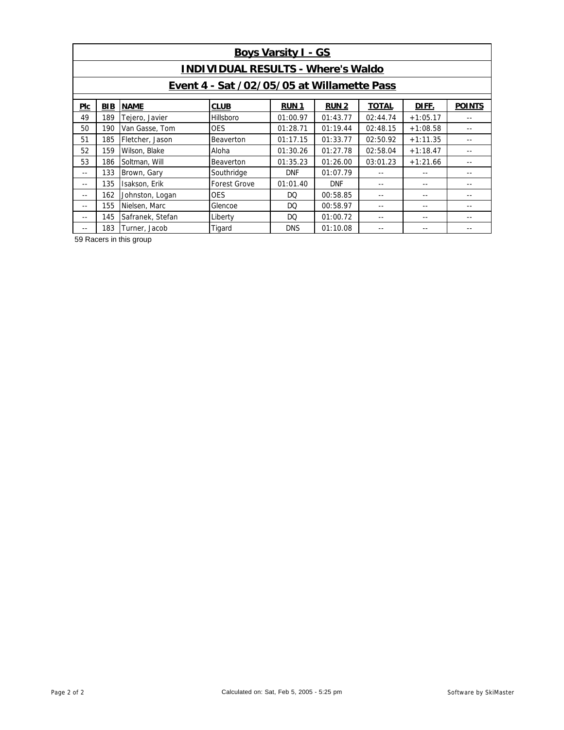## Boys Varsity I - GS

## INDIVIDUAL RESULTS - Where's Waldo

## Event 4 - Sat /02/05/05 at Willamette Pass

| Plc | BIB | NAME | CLUB | RUN 1 | RUN 2 | TOTAL | DIFF. | POINTS |
|---|---|---|---|---|---|---|---|---|
| 49 | 189 | Tejero, Javier | Hillsboro | 01:00.97 | 01:43.77 | 02:44.74 | +1:05.17 | -- |
| 50 | 190 | Van Gasse, Tom | OES | 01:28.71 | 01:19.44 | 02:48.15 | +1:08.58 | -- |
| 51 | 185 | Fletcher, Jason | Beaverton | 01:17.15 | 01:33.77 | 02:50.92 | +1:11.35 | -- |
| 52 | 159 | Wilson, Blake | Aloha | 01:30.26 | 01:27.78 | 02:58.04 | +1:18.47 | -- |
| 53 | 186 | Soltman, Will | Beaverton | 01:35.23 | 01:26.00 | 03:01.23 | +1:21.66 | -- |
| -- | 133 | Brown, Gary | Southridge | DNF | 01:07.79 | -- | -- | -- |
| -- | 135 | Isakson, Erik | Forest Grove | 01:01.40 | DNF | -- | -- | -- |
| -- | 162 | Johnston, Logan | OES | DQ | 00:58.85 | -- | -- | -- |
| -- | 155 | Nielsen, Marc | Glencoe | DQ | 00:58.97 | -- | -- | -- |
| -- | 145 | Safranek, Stefan | Liberty | DQ | 01:00.72 | -- | -- | -- |
| -- | 183 | Turner, Jacob | Tigard | DNS | 01:10.08 | -- | -- | -- |

59 Racers in this group

Calculated on: Sat, Feb 5, 2005 - 5:25 pm

Software by SkiMaster